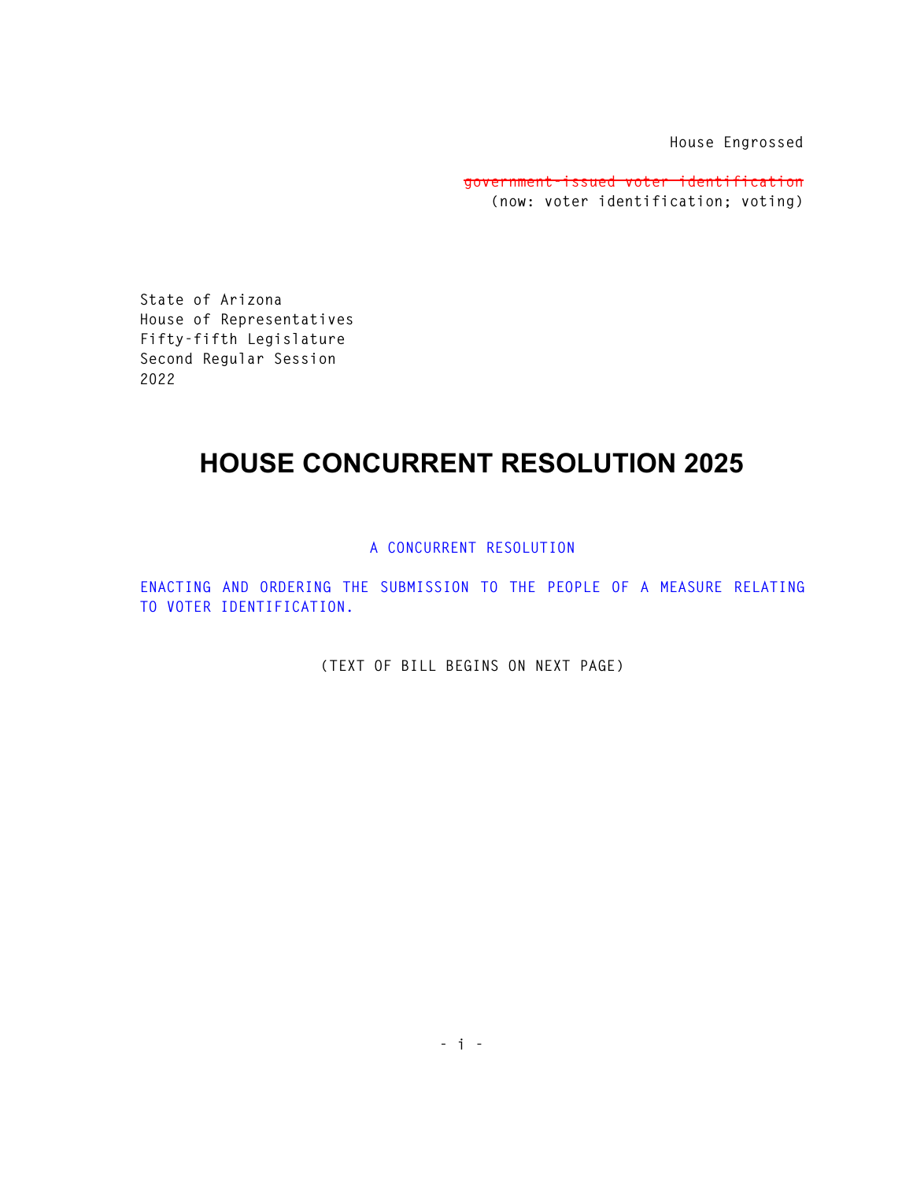House Engrossed

~~government-issued voter identification~~
(now: voter identification; voting)

State of Arizona
House of Representatives
Fifty-fifth Legislature
Second Regular Session
2022

# HOUSE CONCURRENT RESOLUTION 2025

A CONCURRENT RESOLUTION

ENACTING AND ORDERING THE SUBMISSION TO THE PEOPLE OF A MEASURE RELATING TO VOTER IDENTIFICATION.

(TEXT OF BILL BEGINS ON NEXT PAGE)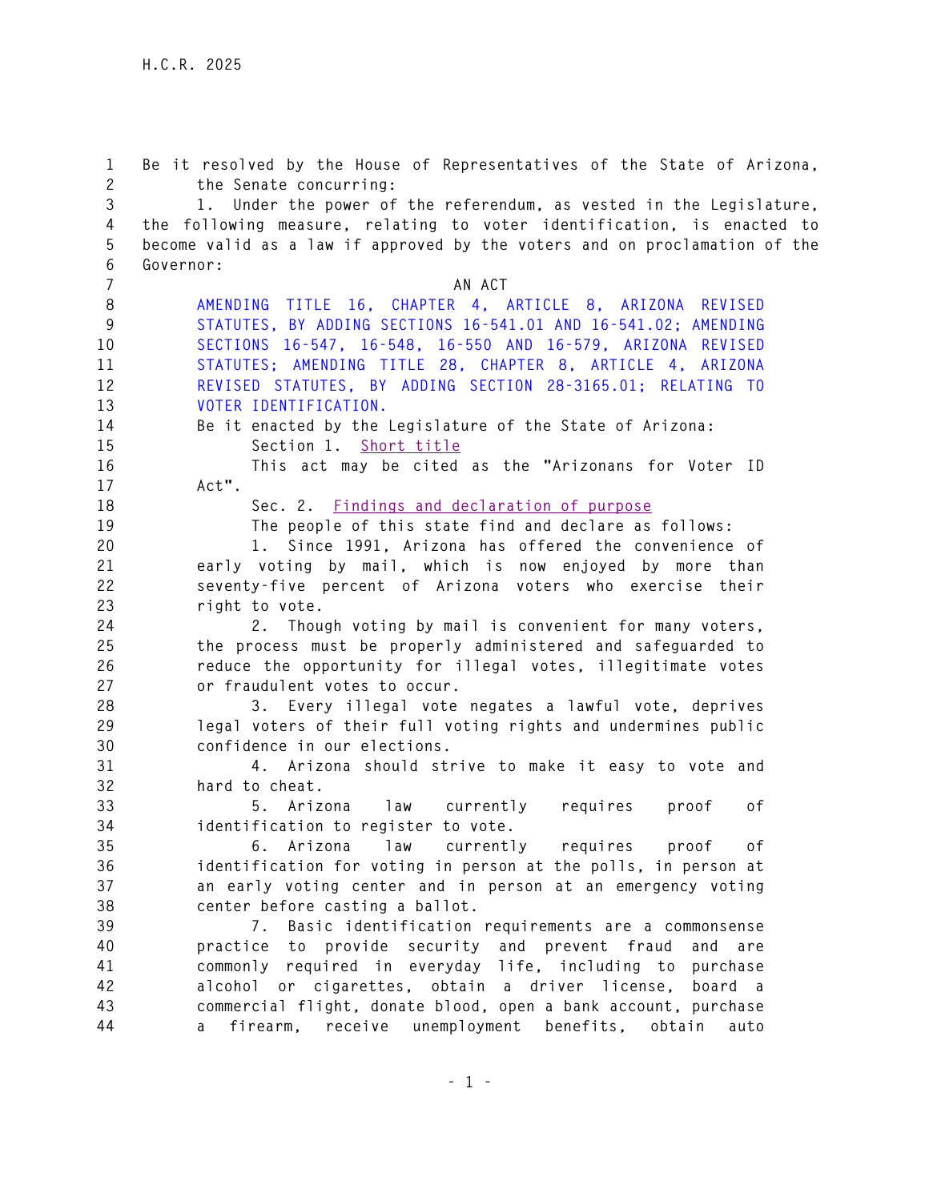Be it resolved by the House of Representatives of the State of Arizona, the Senate concurring:

1. Under the power of the referendum, as vested in the Legislature, the following measure, relating to voter identification, is enacted to become valid as a law if approved by the voters and on proclamation of the Governor:

AN ACT

AMENDING TITLE 16, CHAPTER 4, ARTICLE 8, ARIZONA REVISED STATUTES, BY ADDING SECTIONS 16-541.01 AND 16-541.02; AMENDING SECTIONS 16-547, 16-548, 16-550 AND 16-579, ARIZONA REVISED STATUTES; AMENDING TITLE 28, CHAPTER 8, ARTICLE 4, ARIZONA REVISED STATUTES, BY ADDING SECTION 28-3165.01; RELATING TO VOTER IDENTIFICATION.

Be it enacted by the Legislature of the State of Arizona:

Section 1. Short title

This act may be cited as the "Arizonans for Voter ID Act".

Sec. 2. Findings and declaration of purpose

The people of this state find and declare as follows:

1. Since 1991, Arizona has offered the convenience of early voting by mail, which is now enjoyed by more than seventy-five percent of Arizona voters who exercise their right to vote.

2. Though voting by mail is convenient for many voters, the process must be properly administered and safeguarded to reduce the opportunity for illegal votes, illegitimate votes or fraudulent votes to occur.

3. Every illegal vote negates a lawful vote, deprives legal voters of their full voting rights and undermines public confidence in our elections.

4. Arizona should strive to make it easy to vote and hard to cheat.

5. Arizona law currently requires proof of identification to register to vote.

6. Arizona law currently requires proof of identification for voting in person at the polls, in person at an early voting center and in person at an emergency voting center before casting a ballot.

7. Basic identification requirements are a commonsense practice to provide security and prevent fraud and are commonly required in everyday life, including to purchase alcohol or cigarettes, obtain a driver license, board a commercial flight, donate blood, open a bank account, purchase a firearm, receive unemployment benefits, obtain auto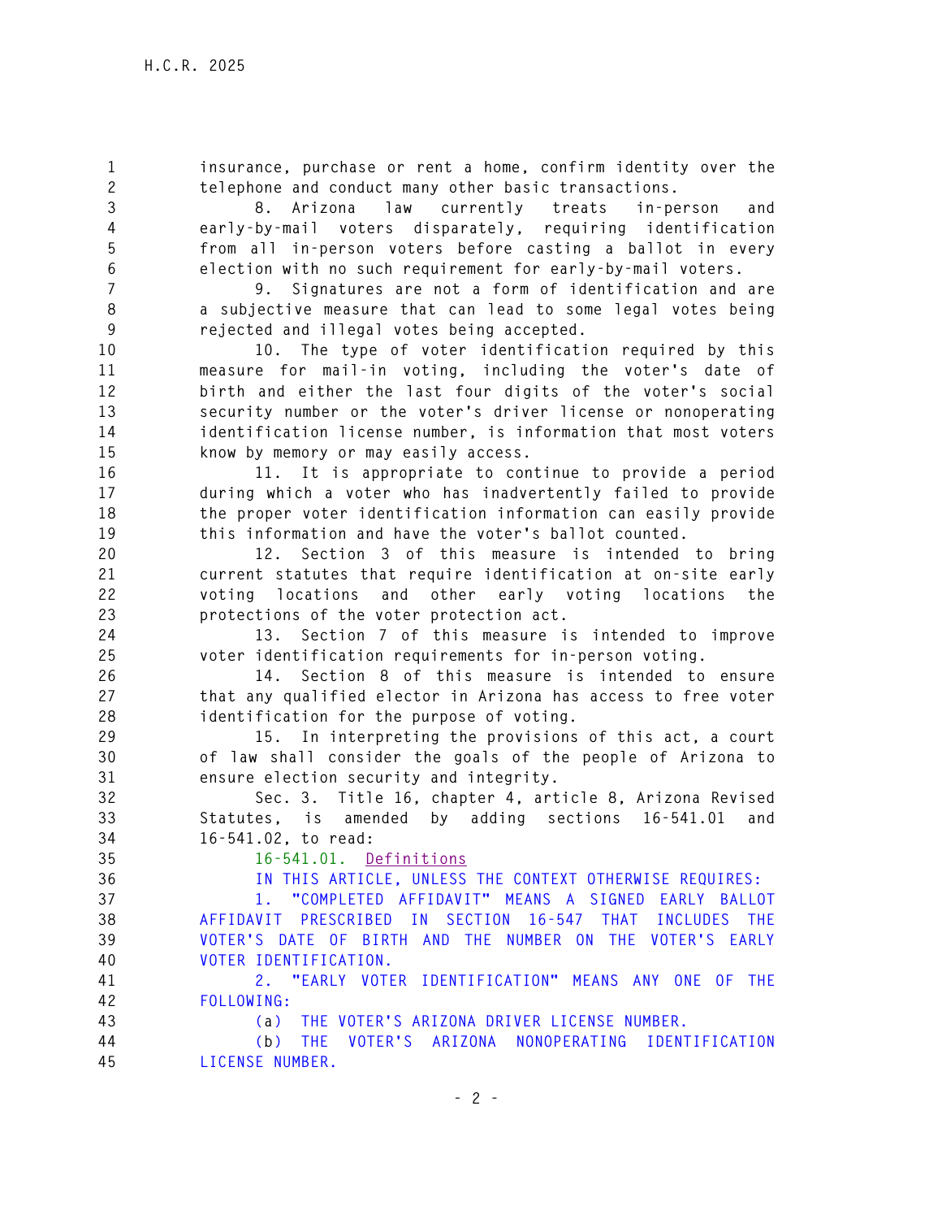insurance, purchase or rent a home, confirm identity over the telephone and conduct many other basic transactions.

8. Arizona law currently treats in-person and early-by-mail voters disparately, requiring identification from all in-person voters before casting a ballot in every election with no such requirement for early-by-mail voters.

9. Signatures are not a form of identification and are a subjective measure that can lead to some legal votes being rejected and illegal votes being accepted.

10. The type of voter identification required by this measure for mail-in voting, including the voter's date of birth and either the last four digits of the voter's social security number or the voter's driver license or nonoperating identification license number, is information that most voters know by memory or may easily access.

11. It is appropriate to continue to provide a period during which a voter who has inadvertently failed to provide the proper voter identification information can easily provide this information and have the voter's ballot counted.

12. Section 3 of this measure is intended to bring current statutes that require identification at on-site early voting locations and other early voting locations the protections of the voter protection act.

13. Section 7 of this measure is intended to improve voter identification requirements for in-person voting.

14. Section 8 of this measure is intended to ensure that any qualified elector in Arizona has access to free voter identification for the purpose of voting.

15. In interpreting the provisions of this act, a court of law shall consider the goals of the people of Arizona to ensure election security and integrity.

Sec. 3. Title 16, chapter 4, article 8, Arizona Revised Statutes, is amended by adding sections 16-541.01 and 16-541.02, to read:

16-541.01. Definitions

IN THIS ARTICLE, UNLESS THE CONTEXT OTHERWISE REQUIRES:

1. "COMPLETED AFFIDAVIT" MEANS A SIGNED EARLY BALLOT AFFIDAVIT PRESCRIBED IN SECTION 16-547 THAT INCLUDES THE VOTER'S DATE OF BIRTH AND THE NUMBER ON THE VOTER'S EARLY VOTER IDENTIFICATION.

2. "EARLY VOTER IDENTIFICATION" MEANS ANY ONE OF THE FOLLOWING:

(a) THE VOTER'S ARIZONA DRIVER LICENSE NUMBER.

(b) THE VOTER'S ARIZONA NONOPERATING IDENTIFICATION LICENSE NUMBER.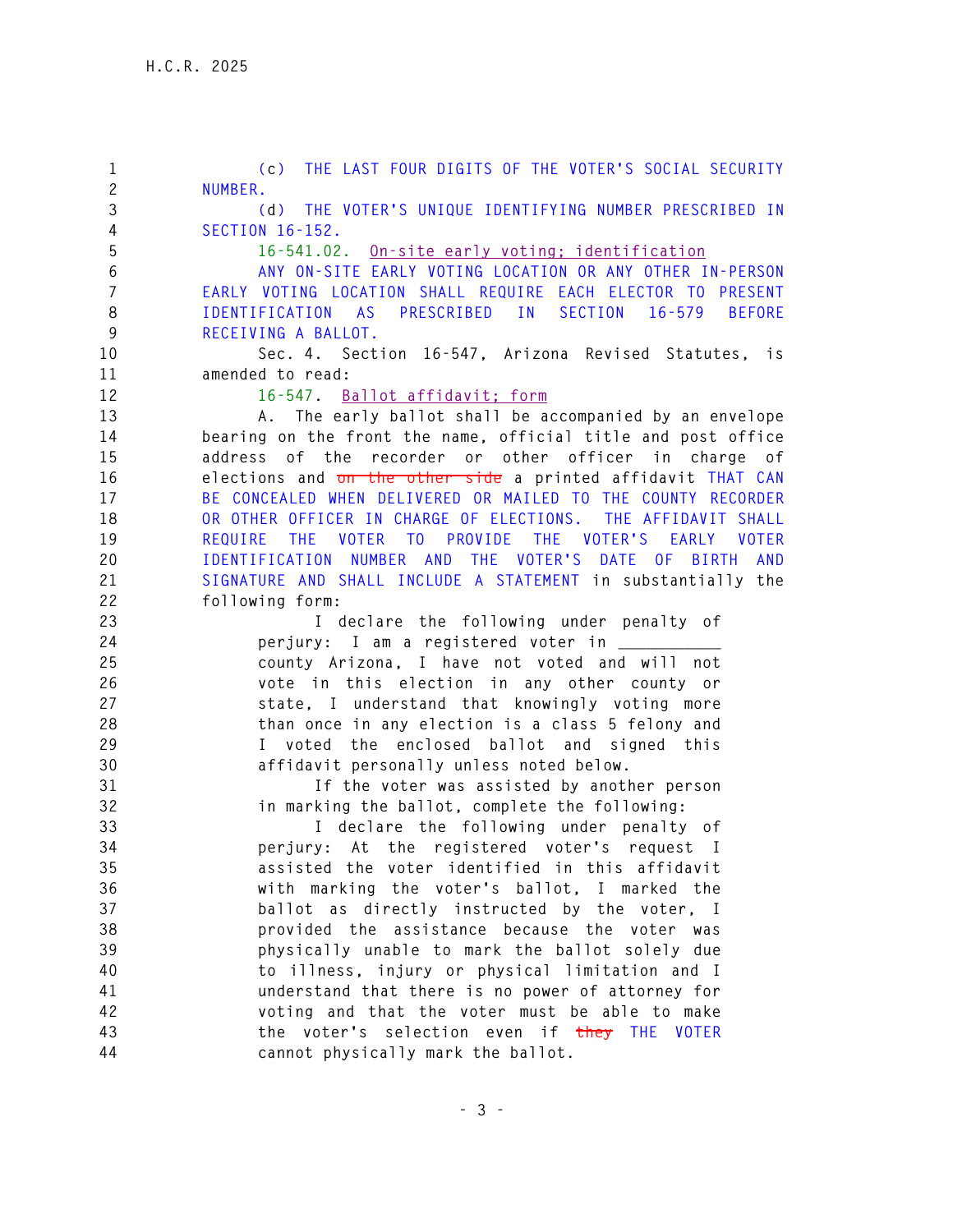(c) THE LAST FOUR DIGITS OF THE VOTER'S SOCIAL SECURITY NUMBER.

(d) THE VOTER'S UNIQUE IDENTIFYING NUMBER PRESCRIBED IN SECTION 16-152.

16-541.02. On-site early voting; identification

ANY ON-SITE EARLY VOTING LOCATION OR ANY OTHER IN-PERSON EARLY VOTING LOCATION SHALL REQUIRE EACH ELECTOR TO PRESENT IDENTIFICATION AS PRESCRIBED IN SECTION 16-579 BEFORE RECEIVING A BALLOT.

Sec. 4. Section 16-547, Arizona Revised Statutes, is amended to read:

16-547. Ballot affidavit; form

A. The early ballot shall be accompanied by an envelope bearing on the front the name, official title and post office address of the recorder or other officer in charge of elections and ~~on the other side~~ a printed affidavit THAT CAN BE CONCEALED WHEN DELIVERED OR MAILED TO THE COUNTY RECORDER OR OTHER OFFICER IN CHARGE OF ELECTIONS. THE AFFIDAVIT SHALL REQUIRE THE VOTER TO PROVIDE THE VOTER'S EARLY VOTER IDENTIFICATION NUMBER AND THE VOTER'S DATE OF BIRTH AND SIGNATURE AND SHALL INCLUDE A STATEMENT in substantially the following form:

> I declare the following under penalty of perjury: I am a registered voter in ___________ county Arizona, I have not voted and will not vote in this election in any other county or state, I understand that knowingly voting more than once in any election is a class 5 felony and I voted the enclosed ballot and signed this affidavit personally unless noted below.
>
> If the voter was assisted by another person in marking the ballot, complete the following:
>
> I declare the following under penalty of perjury: At the registered voter's request I assisted the voter identified in this affidavit with marking the voter's ballot, I marked the ballot as directly instructed by the voter, I provided the assistance because the voter was physically unable to mark the ballot solely due to illness, injury or physical limitation and I understand that there is no power of attorney for voting and that the voter must be able to make the voter's selection even if ~~they~~ THE VOTER cannot physically mark the ballot.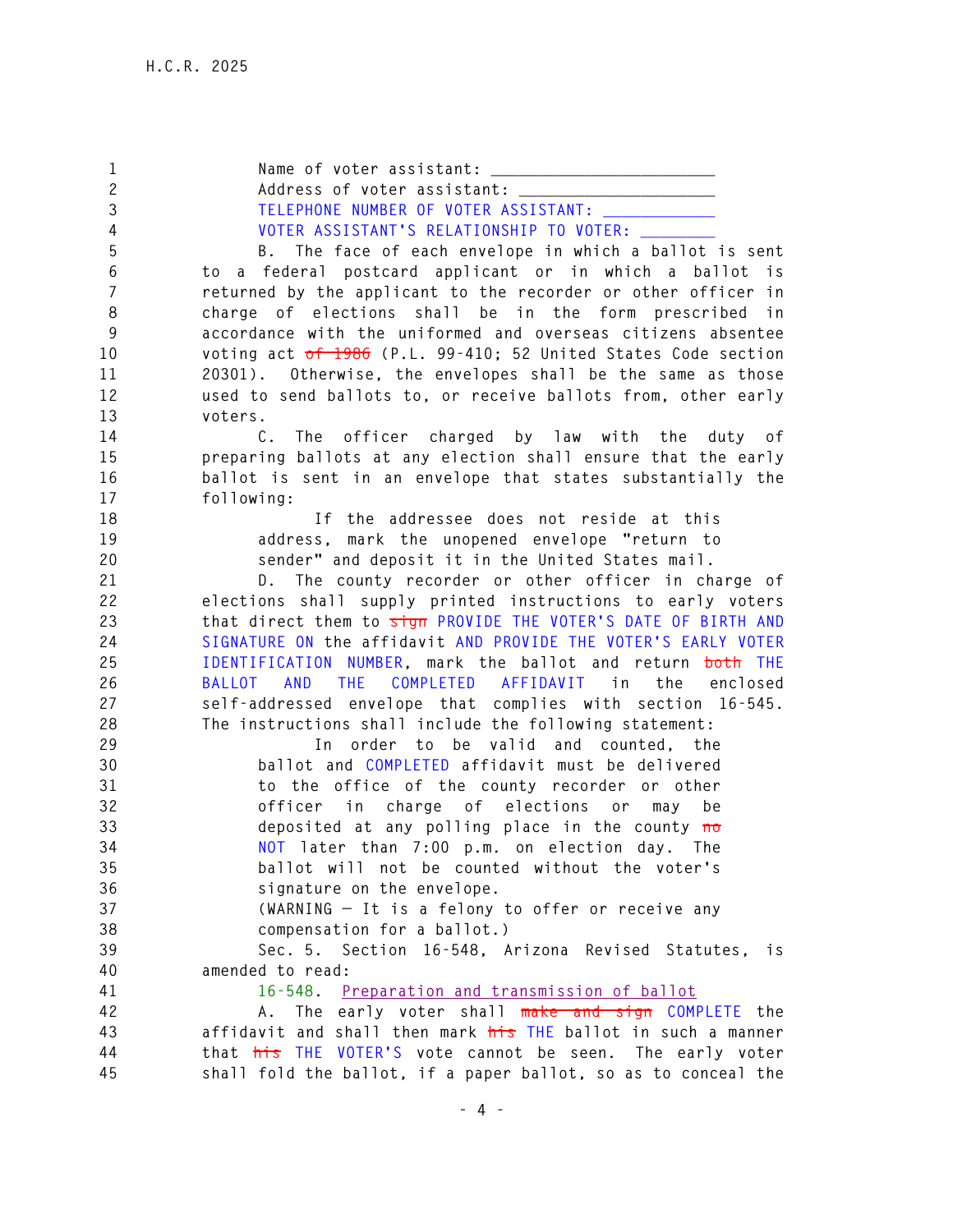Name of voter assistant: ________________________

Address of voter assistant: _____________________

TELEPHONE NUMBER OF VOTER ASSISTANT: ____________

VOTER ASSISTANT'S RELATIONSHIP TO VOTER: ________

B. The face of each envelope in which a ballot is sent to a federal postcard applicant or in which a ballot is returned by the applicant to the recorder or other officer in charge of elections shall be in the form prescribed in accordance with the uniformed and overseas citizens absentee voting act ~~of 1986~~ (P.L. 99-410; 52 United States Code section 20301). Otherwise, the envelopes shall be the same as those used to send ballots to, or receive ballots from, other early voters.

C. The officer charged by law with the duty of preparing ballots at any election shall ensure that the early ballot is sent in an envelope that states substantially the following:

> If the addressee does not reside at this address, mark the unopened envelope "return to sender" and deposit it in the United States mail.

D. The county recorder or other officer in charge of elections shall supply printed instructions to early voters that direct them to ~~sign~~ PROVIDE THE VOTER'S DATE OF BIRTH AND SIGNATURE ON the affidavit AND PROVIDE THE VOTER'S EARLY VOTER IDENTIFICATION NUMBER, mark the ballot and return ~~both~~ THE BALLOT AND THE COMPLETED AFFIDAVIT in the enclosed self-addressed envelope that complies with section 16-545. The instructions shall include the following statement:

> In order to be valid and counted, the ballot and COMPLETED affidavit must be delivered to the office of the county recorder or other officer in charge of elections or may be deposited at any polling place in the county ~~no~~ NOT later than 7:00 p.m. on election day. The ballot will not be counted without the voter's signature on the envelope.
>
> (WARNING — It is a felony to offer or receive any compensation for a ballot.)

Sec. 5. Section 16-548, Arizona Revised Statutes, is amended to read:

16-548. Preparation and transmission of ballot

A. The early voter shall ~~make and sign~~ COMPLETE the affidavit and shall then mark ~~his~~ THE ballot in such a manner that ~~his~~ THE VOTER'S vote cannot be seen. The early voter shall fold the ballot, if a paper ballot, so as to conceal the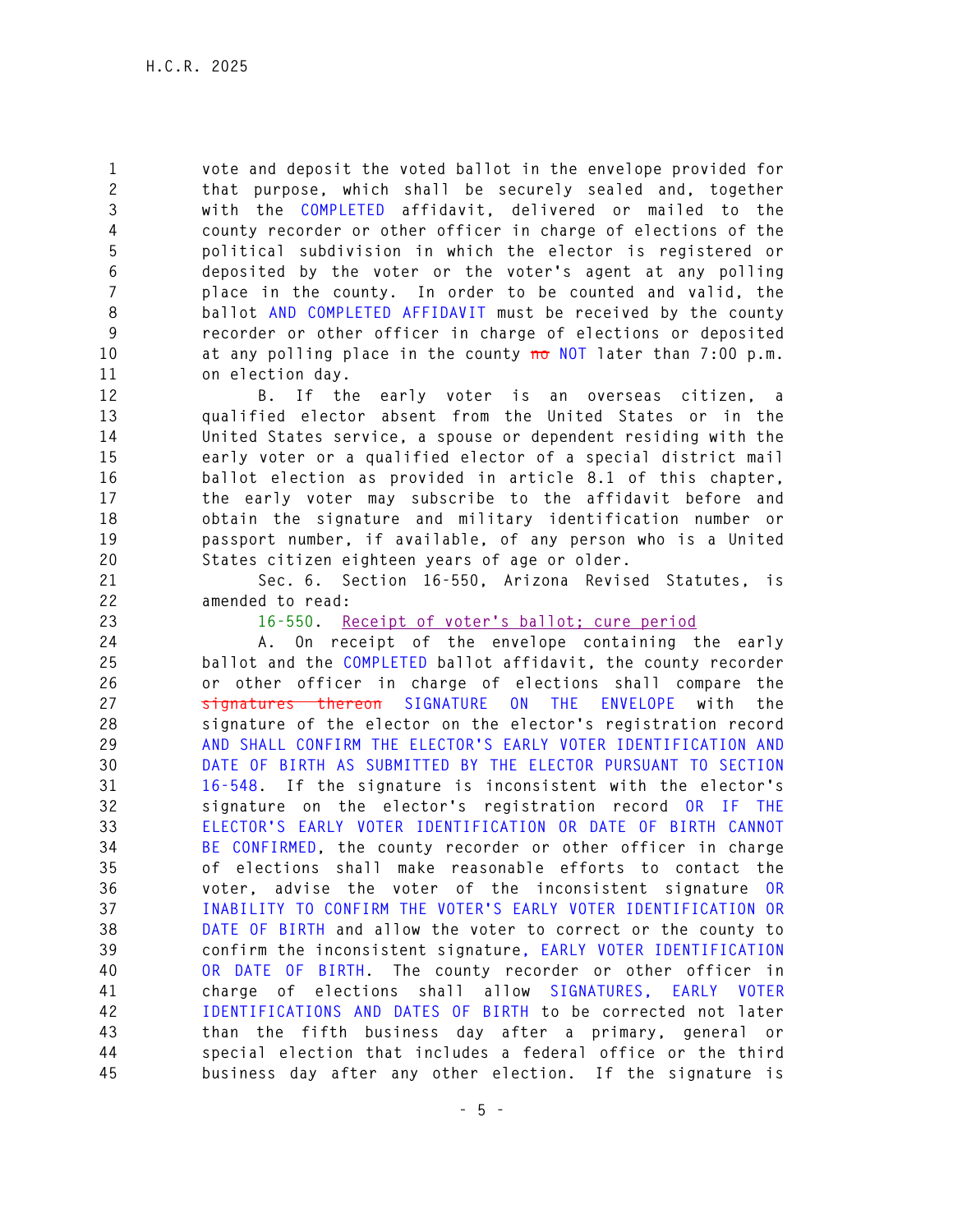vote and deposit the voted ballot in the envelope provided for that purpose, which shall be securely sealed and, together with the COMPLETED affidavit, delivered or mailed to the county recorder or other officer in charge of elections of the political subdivision in which the elector is registered or deposited by the voter or the voter's agent at any polling place in the county. In order to be counted and valid, the ballot AND COMPLETED AFFIDAVIT must be received by the county recorder or other officer in charge of elections or deposited at any polling place in the county ~~no~~ NOT later than 7:00 p.m. on election day.

B. If the early voter is an overseas citizen, a qualified elector absent from the United States or in the United States service, a spouse or dependent residing with the early voter or a qualified elector of a special district mail ballot election as provided in article 8.1 of this chapter, the early voter may subscribe to the affidavit before and obtain the signature and military identification number or passport number, if available, of any person who is a United States citizen eighteen years of age or older.

Sec. 6. Section 16-550, Arizona Revised Statutes, is amended to read:

16-550. Receipt of voter's ballot; cure period

A. On receipt of the envelope containing the early ballot and the COMPLETED ballot affidavit, the county recorder or other officer in charge of elections shall compare the ~~signatures thereon~~ SIGNATURE ON THE ENVELOPE with the signature of the elector on the elector's registration record AND SHALL CONFIRM THE ELECTOR'S EARLY VOTER IDENTIFICATION AND DATE OF BIRTH AS SUBMITTED BY THE ELECTOR PURSUANT TO SECTION 16-548. If the signature is inconsistent with the elector's signature on the elector's registration record OR IF THE ELECTOR'S EARLY VOTER IDENTIFICATION OR DATE OF BIRTH CANNOT BE CONFIRMED, the county recorder or other officer in charge of elections shall make reasonable efforts to contact the voter, advise the voter of the inconsistent signature OR INABILITY TO CONFIRM THE VOTER'S EARLY VOTER IDENTIFICATION OR DATE OF BIRTH and allow the voter to correct or the county to confirm the inconsistent signature, EARLY VOTER IDENTIFICATION OR DATE OF BIRTH. The county recorder or other officer in charge of elections shall allow SIGNATURES, EARLY VOTER IDENTIFICATIONS AND DATES OF BIRTH to be corrected not later than the fifth business day after a primary, general or special election that includes a federal office or the third business day after any other election. If the signature is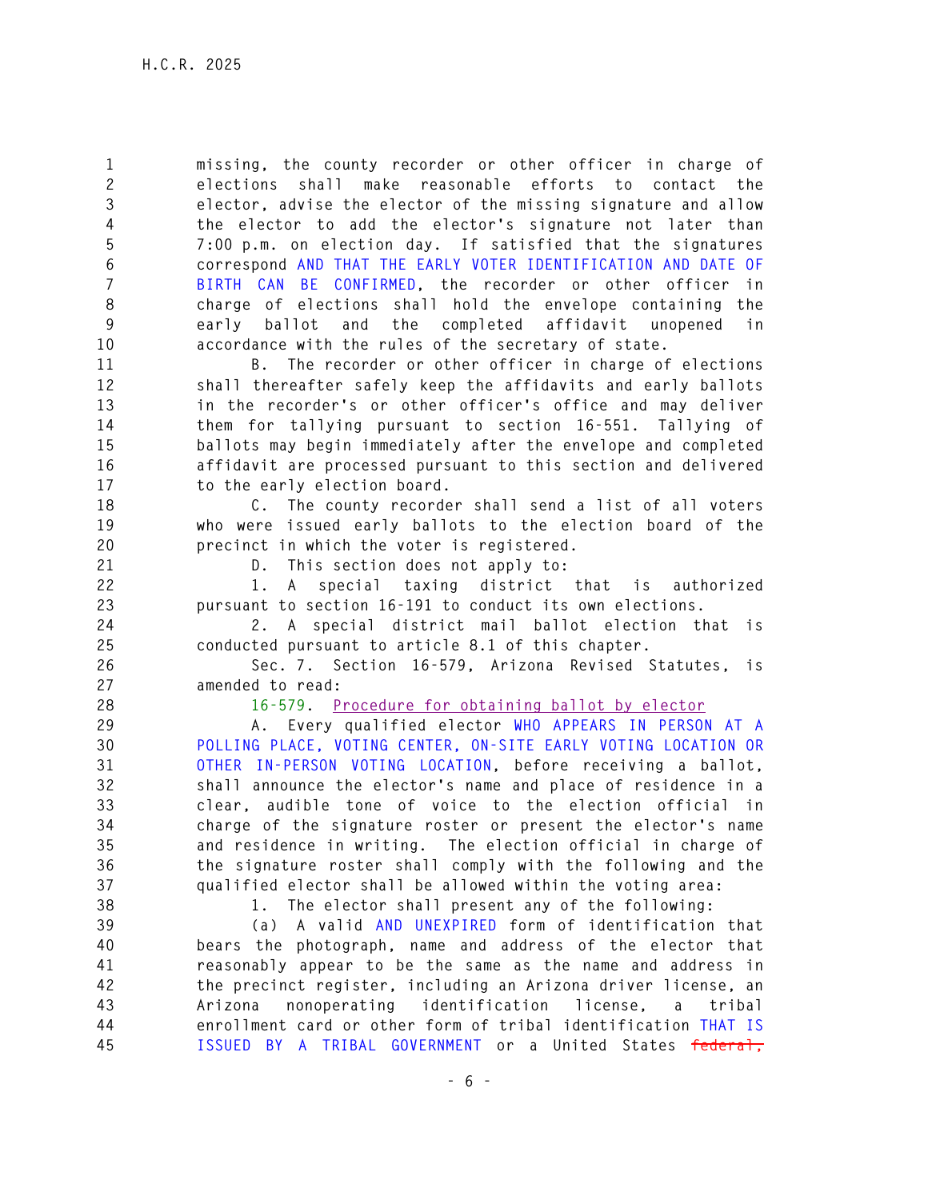missing, the county recorder or other officer in charge of elections shall make reasonable efforts to contact the elector, advise the elector of the missing signature and allow the elector to add the elector's signature not later than 7:00 p.m. on election day. If satisfied that the signatures correspond AND THAT THE EARLY VOTER IDENTIFICATION AND DATE OF BIRTH CAN BE CONFIRMED, the recorder or other officer in charge of elections shall hold the envelope containing the early ballot and the completed affidavit unopened in accordance with the rules of the secretary of state.

B. The recorder or other officer in charge of elections shall thereafter safely keep the affidavits and early ballots in the recorder's or other officer's office and may deliver them for tallying pursuant to section 16-551. Tallying of ballots may begin immediately after the envelope and completed affidavit are processed pursuant to this section and delivered to the early election board.

C. The county recorder shall send a list of all voters who were issued early ballots to the election board of the precinct in which the voter is registered.

D. This section does not apply to:

1. A special taxing district that is authorized pursuant to section 16-191 to conduct its own elections.

2. A special district mail ballot election that is conducted pursuant to article 8.1 of this chapter.

Sec. 7. Section 16-579, Arizona Revised Statutes, is amended to read:

16-579. Procedure for obtaining ballot by elector

A. Every qualified elector WHO APPEARS IN PERSON AT A POLLING PLACE, VOTING CENTER, ON-SITE EARLY VOTING LOCATION OR OTHER IN-PERSON VOTING LOCATION, before receiving a ballot, shall announce the elector's name and place of residence in a clear, audible tone of voice to the election official in charge of the signature roster or present the elector's name and residence in writing. The election official in charge of the signature roster shall comply with the following and the qualified elector shall be allowed within the voting area:

1. The elector shall present any of the following:

(a) A valid AND UNEXPIRED form of identification that bears the photograph, name and address of the elector that reasonably appear to be the same as the name and address in the precinct register, including an Arizona driver license, an Arizona nonoperating identification license, a tribal enrollment card or other form of tribal identification THAT IS ISSUED BY A TRIBAL GOVERNMENT or a United States ~~federal,~~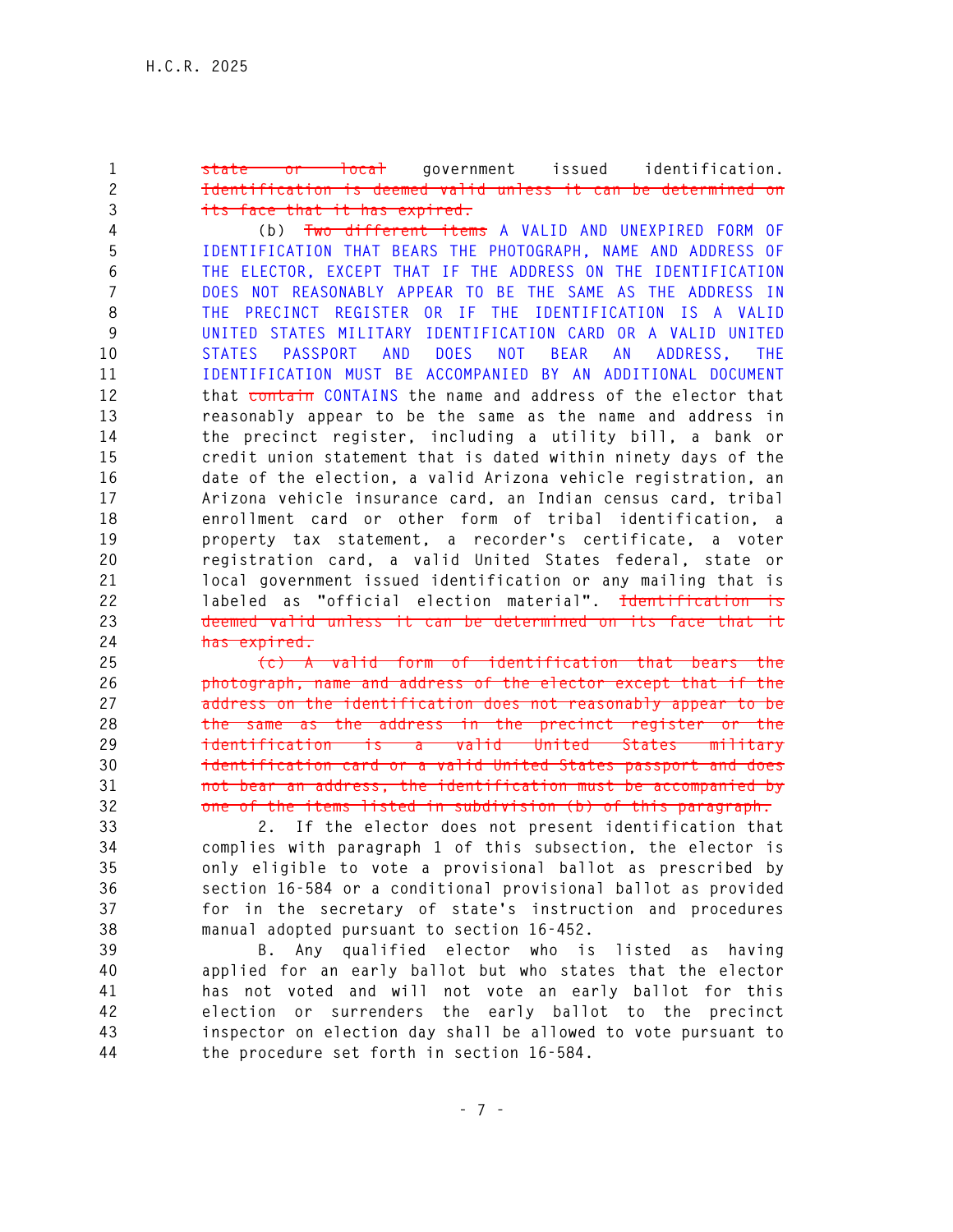~~state or local~~ government issued identification. ~~Identification is deemed valid unless it can be determined on its face that it has expired.~~

(b) ~~Two different items~~ A VALID AND UNEXPIRED FORM OF IDENTIFICATION THAT BEARS THE PHOTOGRAPH, NAME AND ADDRESS OF THE ELECTOR, EXCEPT THAT IF THE ADDRESS ON THE IDENTIFICATION DOES NOT REASONABLY APPEAR TO BE THE SAME AS THE ADDRESS IN THE PRECINCT REGISTER OR IF THE IDENTIFICATION IS A VALID UNITED STATES MILITARY IDENTIFICATION CARD OR A VALID UNITED STATES PASSPORT AND DOES NOT BEAR AN ADDRESS, THE IDENTIFICATION MUST BE ACCOMPANIED BY AN ADDITIONAL DOCUMENT that ~~contain~~ CONTAINS the name and address of the elector that reasonably appear to be the same as the name and address in the precinct register, including a utility bill, a bank or credit union statement that is dated within ninety days of the date of the election, a valid Arizona vehicle registration, an Arizona vehicle insurance card, an Indian census card, tribal enrollment card or other form of tribal identification, a property tax statement, a recorder's certificate, a voter registration card, a valid United States federal, state or local government issued identification or any mailing that is labeled as "official election material". ~~Identification is deemed valid unless it can be determined on its face that it has expired.~~

~~(c) A valid form of identification that bears the photograph, name and address of the elector except that if the address on the identification does not reasonably appear to be the same as the address in the precinct register or the identification is a valid United States military identification card or a valid United States passport and does not bear an address, the identification must be accompanied by one of the items listed in subdivision (b) of this paragraph.~~

2. If the elector does not present identification that complies with paragraph 1 of this subsection, the elector is only eligible to vote a provisional ballot as prescribed by section 16-584 or a conditional provisional ballot as provided for in the secretary of state's instruction and procedures manual adopted pursuant to section 16-452.

B. Any qualified elector who is listed as having applied for an early ballot but who states that the elector has not voted and will not vote an early ballot for this election or surrenders the early ballot to the precinct inspector on election day shall be allowed to vote pursuant to the procedure set forth in section 16-584.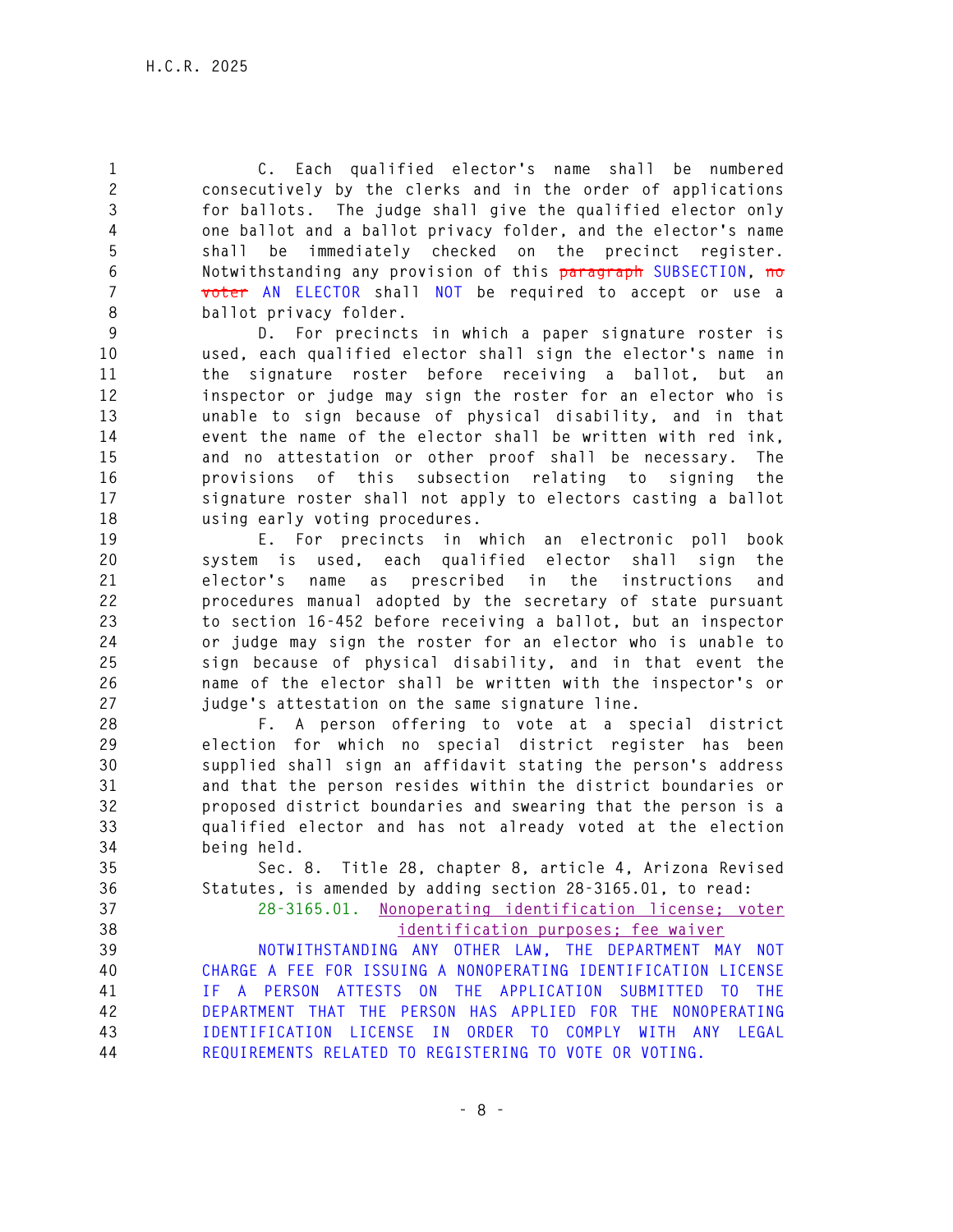C. Each qualified elector's name shall be numbered consecutively by the clerks and in the order of applications for ballots. The judge shall give the qualified elector only one ballot and a ballot privacy folder, and the elector's name shall be immediately checked on the precinct register. Notwithstanding any provision of this ~~paragraph~~ SUBSECTION, ~~no voter~~ AN ELECTOR shall NOT be required to accept or use a ballot privacy folder.

D. For precincts in which a paper signature roster is used, each qualified elector shall sign the elector's name in the signature roster before receiving a ballot, but an inspector or judge may sign the roster for an elector who is unable to sign because of physical disability, and in that event the name of the elector shall be written with red ink, and no attestation or other proof shall be necessary. The provisions of this subsection relating to signing the signature roster shall not apply to electors casting a ballot using early voting procedures.

E. For precincts in which an electronic poll book system is used, each qualified elector shall sign the elector's name as prescribed in the instructions and procedures manual adopted by the secretary of state pursuant to section 16-452 before receiving a ballot, but an inspector or judge may sign the roster for an elector who is unable to sign because of physical disability, and in that event the name of the elector shall be written with the inspector's or judge's attestation on the same signature line.

F. A person offering to vote at a special district election for which no special district register has been supplied shall sign an affidavit stating the person's address and that the person resides within the district boundaries or proposed district boundaries and swearing that the person is a qualified elector and has not already voted at the election being held.

Sec. 8. Title 28, chapter 8, article 4, Arizona Revised Statutes, is amended by adding section 28-3165.01, to read:

28-3165.01. Nonoperating identification license; voter identification purposes; fee waiver

NOTWITHSTANDING ANY OTHER LAW, THE DEPARTMENT MAY NOT CHARGE A FEE FOR ISSUING A NONOPERATING IDENTIFICATION LICENSE IF A PERSON ATTESTS ON THE APPLICATION SUBMITTED TO THE DEPARTMENT THAT THE PERSON HAS APPLIED FOR THE NONOPERATING IDENTIFICATION LICENSE IN ORDER TO COMPLY WITH ANY LEGAL REQUIREMENTS RELATED TO REGISTERING TO VOTE OR VOTING.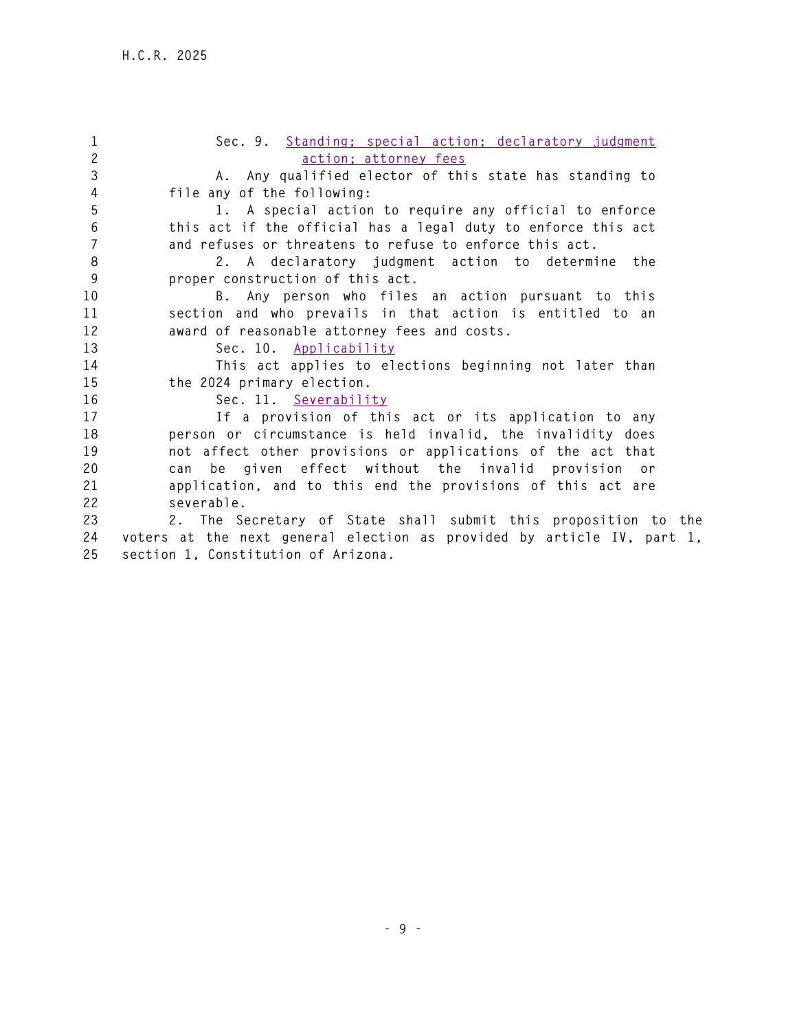Sec. 9. Standing; special action; declaratory judgment action; attorney fees

A. Any qualified elector of this state has standing to file any of the following:

1. A special action to require any official to enforce this act if the official has a legal duty to enforce this act and refuses or threatens to refuse to enforce this act.

2. A declaratory judgment action to determine the proper construction of this act.

B. Any person who files an action pursuant to this section and who prevails in that action is entitled to an award of reasonable attorney fees and costs.

Sec. 10. Applicability

This act applies to elections beginning not later than the 2024 primary election.

Sec. 11. Severability

If a provision of this act or its application to any person or circumstance is held invalid, the invalidity does not affect other provisions or applications of the act that can be given effect without the invalid provision or application, and to this end the provisions of this act are severable.

2. The Secretary of State shall submit this proposition to the voters at the next general election as provided by article IV, part 1, section 1, Constitution of Arizona.